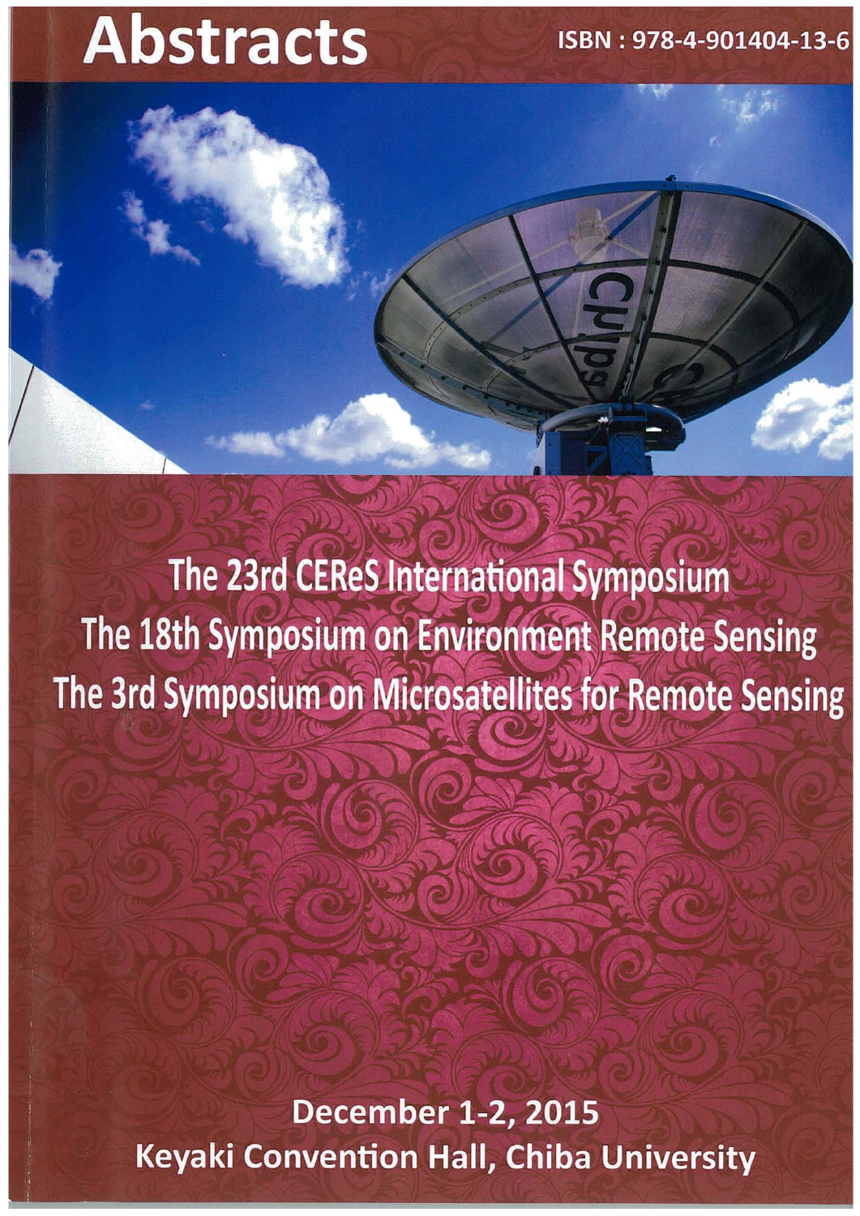# Abstracts

ISBN : 978-4-901404-13-6

## The 23rd CEReS International Symposium
## The 18th Symposium on Environment Remote Sensing
## The 3rd Symposium on Microsatellites for Remote Sensing

December 1-2, 2015

Keyaki Convention Hall, Chiba University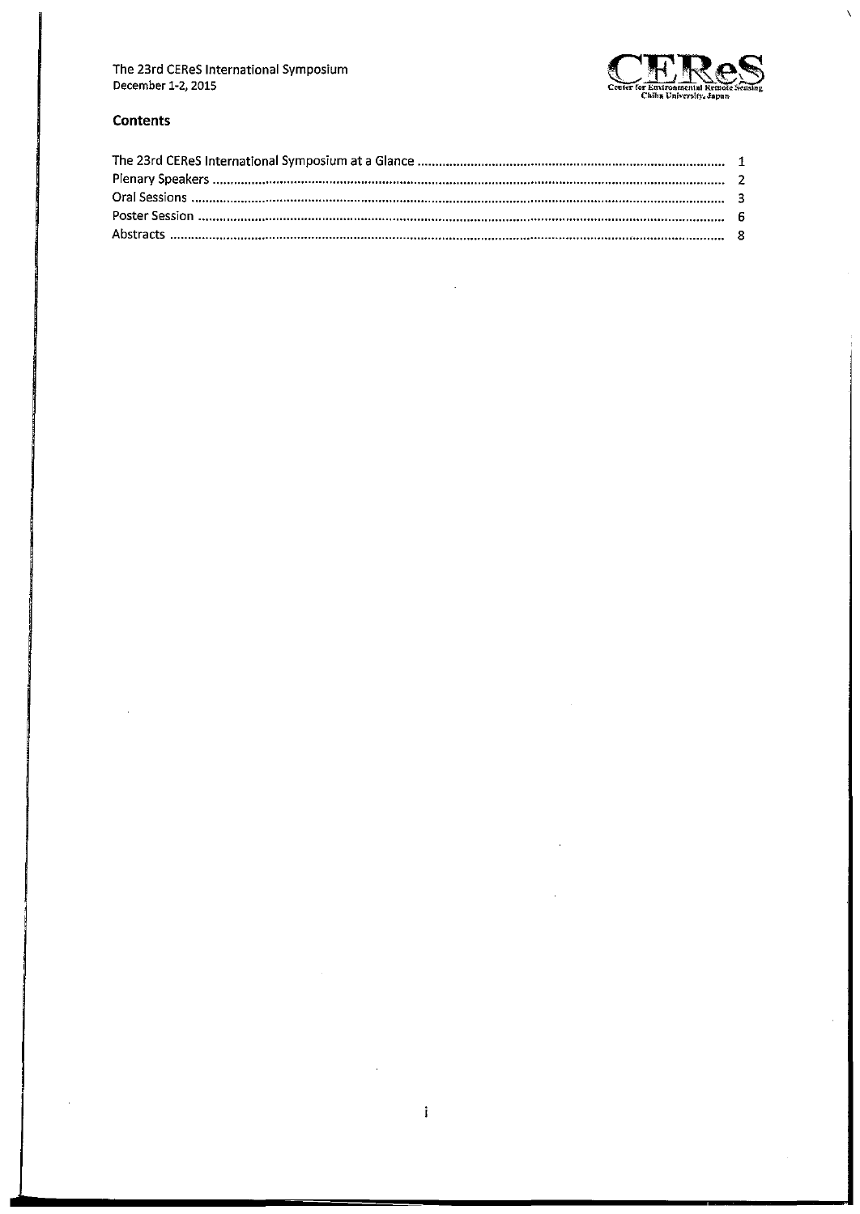## Contents

| | |
|---|---|
| The 23rd CEReS International Symposium at a Glance | 1 |
| Plenary Speakers | 2 |
| Oral Sessions | 3 |
| Poster Session | 6 |
| Abstracts | 8 |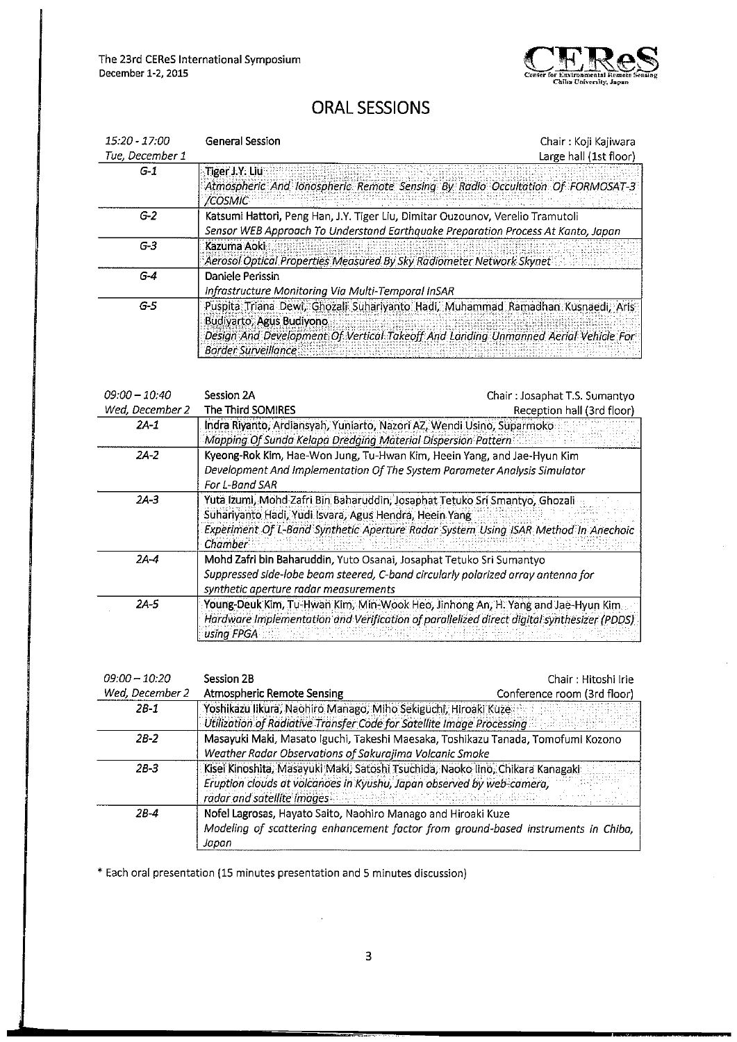# ORAL SESSIONS

| *15:20 - 17:00* | General Session | Chair : Koji Kajiwara |
|---|---|---|
| *Tue, December 1* | | Large hall (1st floor) |
| *G-1* | Tiger J.Y. Liu<br>*Atmospheric And Ionospheric Remote Sensing By Radio Occultation Of FORMOSAT-3 /COSMIC* | |
| *G-2* | Katsumi Hattori, Peng Han, J.Y. Tiger Liu, Dimitar Ouzounov, Verelio Tramutoli<br>*Sensor WEB Approach To Understand Earthquake Preparation Process At Kanto, Japan* | |
| *G-3* | Kazuma Aoki<br>*Aerosol Optical Properties Measured By Sky Radiometer Network Skynet* | |
| *G-4* | Daniele Perissin<br>*Infrastructure Monitoring Via Multi-Temporal InSAR* | |
| *G-5* | Puspita Triana Dewi, Ghozali Suhariyanto Hadi, Muhammad Ramadhan Kusnaedi, Aris Budiyarto, Agus Budiyono<br>*Design And Development Of Vertical Takeoff And Landing Unmanned Aerial Vehicle For Border Surveillance* | |

| *09:00 – 10:40* | Session 2A | Chair : Josaphat T.S. Sumantyo |
|---|---|---|
| *Wed, December 2* | The Third SOMIRES | Reception hall (3rd floor) |
| *2A-1* | **Indra Riyanto**, Ardiansyah, Yuniarto, Nazori AZ, Wendi Usino, Suparmoko<br>*Mapping Of Sunda Kelapa Dredging Material Dispersion Pattern* | |
| *2A-2* | **Kyeong-Rok Kim**, Hae-Won Jung, Tu-Hwan Kim, Heein Yang, and Jae-Hyun Kim<br>*Development And Implementation Of The System Parameter Analysis Simulator For L-Band SAR* | |
| *2A-3* | **Yuta Izumi**, Mohd Zafri Bin Baharuddin, Josaphat Tetuko Sri Smantyo, Ghozali Suhariyanto Hadi, Yudi Isvara, Agus Hendra, Heein Yang<br>*Experiment Of L-Band Synthetic Aperture Radar System Using ISAR Method In Anechoic Chamber* | |
| *2A-4* | **Mohd Zafri bin Baharuddin**, Yuto Osanai, Josaphat Tetuko Sri Sumantyo<br>*Suppressed side-lobe beam steered, C-band circularly polarized array antenna for synthetic aperture radar measurements* | |
| *2A-5* | **Young-Deuk Kim**, Tu-Hwan Kim, Min-Wook Heo, Jinhong An, H. Yang and Jae-Hyun Kim<br>*Hardware Implementation and Verification of parallelized direct digital synthesizer (PDDS) using FPGA* | |

| *09:00 – 10:20* | Session 2B | Chair : Hitoshi Irie |
|---|---|---|
| *Wed, December 2* | Atmospheric Remote Sensing | Conference room (3rd floor) |
| *2B-1* | **Yoshikazu Iikura**, Naohiro Manago, Miho Sekiguchi, Hiroaki Kuze<br>*Utilization of Radiative Transfer Code for Satellite Image Processing* | |
| *2B-2* | **Masayuki Maki**, Masato Iguchi, Takeshi Maesaka, Toshikazu Tanada, Tomofumi Kozono<br>*Weather Radar Observations of Sakurajima Volcanic Smoke* | |
| *2B-3* | **Kisei Kinoshita**, Masayuki Maki, Satoshi Tsuchida, Naoko Iino, Chikara Kanagaki<br>*Eruption clouds at volcanoes in Kyushu, Japan observed by web-camera, radar and satellite images* | |
| *2B-4* | **Nofel Lagrosas**, Hayato Saito, Naohiro Manago and Hiroaki Kuze<br>*Modeling of scattering enhancement factor from ground-based instruments in Chiba, Japan* | |

* Each oral presentation (15 minutes presentation and 5 minutes discussion)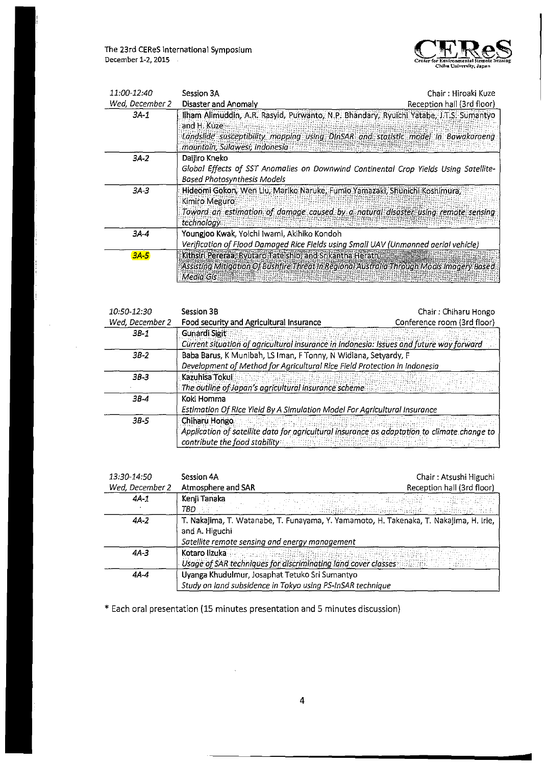| 11:00-12:40 | Session 3A | Chair : Hiroaki Kuze |
|---|---|---|
| Wed, December 2 | Disaster and Anomaly | Reception hall (3rd floor) |
| 3A-1 | Ilham Alimuddin, A.R. Rasyid, Purwanto, N.P. Bhandary, Ryuichi Yatabe, J.T.S. Sumantyo and H. Kuze<br>*Landslide susceptibility mapping using DInSAR and statistic model in Bawakaraeng mountain, Sulawesi, Indonesia* | |
| 3A-2 | Daijiro Kneko<br>*Global Effects of SST Anomalies on Downwind Continental Crop Yields Using Satellite-Based Photosynthesis Models* | |
| 3A-3 | Hideomi Gokon, Wen Liu, Mariko Naruke, Fumio Yamazaki, Shunichi Koshimura, Kimiro Meguro<br>*Toward an estimation of damage caused by a natural disaster using remote sensing technology* | |
| 3A-4 | Youngjoo Kwak, Yoichi Iwami, Akihiko Kondoh<br>*Verification of Flood Damaged Rice Fields using Small UAV (Unmanned aerial vehicle)* | |
| 3A-5 | Kithsiri Pereraa, Ryutaro Tateishib, and Srikantha Herath<br>*Assisting Mitigation Of Bushfire Threat In Regional Australia Through Modis Imagery Based Media Gis* | |

| 10:50-12:30 | Session 3B | Chair : Chiharu Hongo |
|---|---|---|
| Wed, December 2 | Food security and Agricultural Insurance | Conference room (3rd floor) |
| 3B-1 | Gunardi Sigit<br>*Current situation of agricultural insurance in Indonesia: Issues and future way forward* | |
| 3B-2 | Baba Barus, K Munibah, LS Iman, F Tonny, N Widiana, Setyardy, F<br>*Development of Method for Agricultural Rice Field Protection in Indonesia* | |
| 3B-3 | Kazuhisa Tokui<br>*The outline of Japan's agricultural insurance scheme* | |
| 3B-4 | Koki Homma<br>*Estimation Of Rice Yield By A Simulation Model For Agricultural Insurance* | |
| 3B-5 | Chiharu Hongo<br>*Application of satellite data for agricultural insurance as adaptation to climate change to contribute the food stability* | |

| 13:30-14:50 | Session 4A | Chair : Atsushi Higuchi |
|---|---|---|
| Wed, December 2 | Atmosphere and SAR | Reception hall (3rd floor) |
| 4A-1 | Kenji Tanaka<br>TBD | |
| 4A-2 | T. Nakajima, T. Watanabe, T. Funayama, Y. Yamamoto, H. Takenaka, T. Nakajima, H. Irie, and A. Higuchi<br>*Satellite remote sensing and energy management* | |
| 4A-3 | Kotaro Iizuka<br>*Usage of SAR techniques for discriminating land cover classes* | |
| 4A-4 | Uyanga Khudulmur, Josaphat Tetuko Sri Sumantyo<br>*Study on land subsidence in Tokyo using PS-InSAR technique* | |

* Each oral presentation (15 minutes presentation and 5 minutes discussion)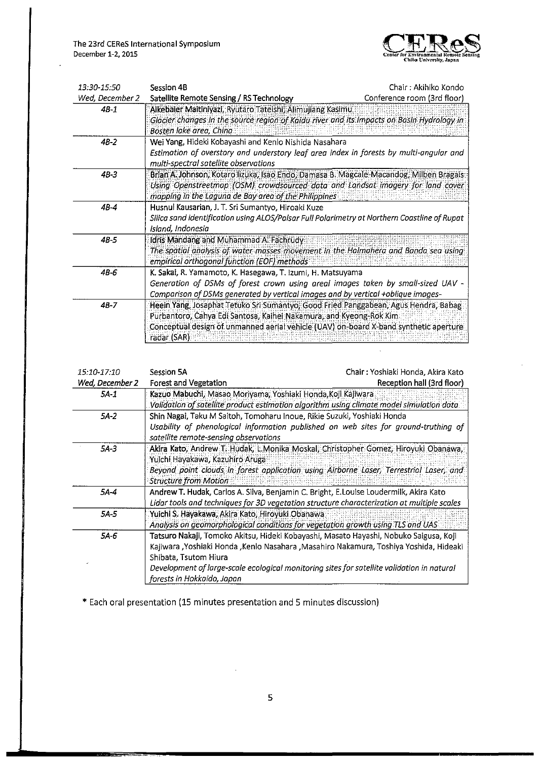| 13:30-15:50 | Session 4B | Chair : Akihiko Kondo |
|---|---|---|
| *Wed, December 2* | Satellite Remote Sensing / RS Technology | Conference room (3rd floor) |
| *4B-1* | Alkebaier Maitiniyazi, Ryutaro Tateishi, Alimujiang Kasimu<br>*Glacier changes in the source region of Kaidu river and its impacts on Basin Hydrology in Bosten lake area, China* | |
| *4B-2* | Wei Yang, Hideki Kobayashi and Kenlo Nishida Nasahara<br>*Estimation of overstory and understory leaf area index in forests by multi-angular and multi-spectral satellite observations* | |
| *4B-3* | Brian A. Johnson, Kotaro Iizuka, Isao Endo, Damasa B. Magcale-Macandog, Milben Bragais<br>*Using Openstreetmap (OSM) crowdsourced data and Landsat imagery for land cover mapping in the Laguna de Bay area of the Philippines* | |
| *4B-4* | Husnul Kausarian, J. T. Sri Sumantyo, Hiroaki Kuze<br>*Silica sand identification using ALOS/Palsar Full Polarimetry at Northern Coastline of Rupat Island, Indonesia* | |
| *4B-5* | Idris Mandang and Muhammad A. Fachrudy<br>*The spatial analysis of water masses movement in the Halmahera and Banda sea using empirical orthogonal function (EOF) methods* | |
| *4B-6* | K. Sakai, R. Yamamoto, K. Hasegawa, T. Izumi, H. Matsuyama<br>*Generation of DSMs of forest crown using areal images taken by small-sized UAV - Comparison of DSMs generated by vertical images and by vertical +oblique images-* | |
| *4B-7* | Heein Yang, Josaphat Tetuko Sri Sumantyo, Good Fried Panggabean, Agus Hendra, Babag Purbantoro, Cahya Edi Santosa, Kaihei Nakamura, and Kyeong-Rok Kim<br>Conceptual design of unmanned aerial vehicle (UAV) on-board X-band synthetic aperture radar (SAR) | |

| 15:10-17:10 | Session 5A | Chair : Yoshiaki Honda, Akira Kato |
|---|---|---|
| *Wed, December 2* | Forest and Vegetation | Reception hall (3rd floor) |
| *5A-1* | Kazuo Mabuchi, Masao Moriyama, Yoshiaki Honda,Koji Kajiwara<br>*Validation of satellite product estimation algorithm using climate model simulation data* | |
| *5A-2* | Shin Nagai, Taku M Saitoh, Tomoharu Inoue, Rikie Suzuki, Yoshiaki Honda<br>*Usability of phenological information published on web sites for ground-truthing of satellite remote-sensing observations* | |
| *5A-3* | Akira Kato, Andrew T. Hudak, L.Monika Moskal, Christopher Gomez, Hiroyuki Obanawa, Yuichi Hayakawa, Kazuhiro Aruga<br>*Beyond point clouds in forest application using Airborne Laser, Terrestrial Laser, and Structure from Motion* | |
| *5A-4* | Andrew T. Hudak, Carlos A. Silva, Benjamin C. Bright, E.Louise Loudermilk, Akira Kato<br>*Lidar tools and techniques for 3D vegetation structure characterization at multiple scales* | |
| *5A-5* | Yuichi S. Hayakawa, Akira Kato, Hiroyuki Obanawa<br>*Analysis on geomorphological conditions for vegetation growth using TLS and UAS* | |
| *5A-6* | Tatsuro Nakaji, Tomoko Akitsu, Hideki Kobayashi, Masato Hayashi, Nobuko Saigusa, Koji Kajiwara ,Yoshiaki Honda ,Kenlo Nasahara ,Masahiro Nakamura, Toshiya Yoshida, Hideaki Shibata, Tsutom Hiura<br>*Development of large-scale ecological monitoring sites for satellite validation in natural forests in Hokkaido, Japan* | |

* Each oral presentation (15 minutes presentation and 5 minutes discussion)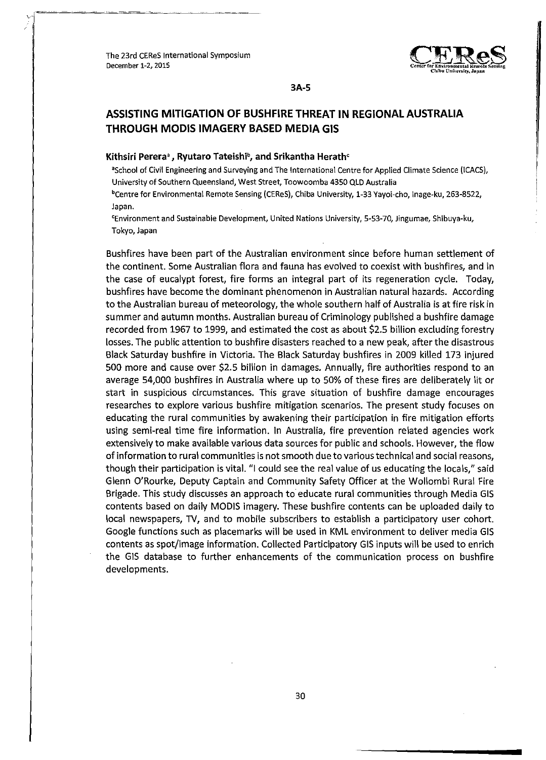3A-5

# ASSISTING MITIGATION OF BUSHFIRE THREAT IN REGIONAL AUSTRALIA THROUGH MODIS IMAGERY BASED MEDIA GIS

**Kithsiri Perera[a], Ryutaro Tateishi[b], and Srikantha Herath[c]**

[a]School of Civil Engineering and Surveying and The International Centre for Applied Climate Science (ICACS), University of Southern Queensland, West Street, Toowoomba 4350 QLD Australia

[b]Centre for Environmental Remote Sensing (CEReS), Chiba University, 1-33 Yayoi-cho, Inage-ku, 263-8522, Japan.

[c]Environment and Sustainable Development, United Nations University, 5-53-70, Jingumae, Shibuya-ku, Tokyo, Japan

Bushfires have been part of the Australian environment since before human settlement of the continent. Some Australian flora and fauna has evolved to coexist with bushfires, and in the case of eucalypt forest, fire forms an integral part of its regeneration cycle. Today, bushfires have become the dominant phenomenon in Australian natural hazards. According to the Australian bureau of meteorology, the whole southern half of Australia is at fire risk in summer and autumn months. Australian bureau of Criminology published a bushfire damage recorded from 1967 to 1999, and estimated the cost as about $2.5 billion excluding forestry losses. The public attention to bushfire disasters reached to a new peak, after the disastrous Black Saturday bushfire in Victoria. The Black Saturday bushfires in 2009 killed 173 injured 500 more and cause over $2.5 billion in damages. Annually, fire authorities respond to an average 54,000 bushfires in Australia where up to 50% of these fires are deliberately lit or start in suspicious circumstances. This grave situation of bushfire damage encourages researches to explore various bushfire mitigation scenarios. The present study focuses on educating the rural communities by awakening their participation in fire mitigation efforts using semi-real time fire information. In Australia, fire prevention related agencies work extensively to make available various data sources for public and schools. However, the flow of information to rural communities is not smooth due to various technical and social reasons, though their participation is vital. "I could see the real value of us educating the locals," said Glenn O'Rourke, Deputy Captain and Community Safety Officer at the Wollombi Rural Fire Brigade. This study discusses an approach to educate rural communities through Media GIS contents based on daily MODIS imagery. These bushfire contents can be uploaded daily to local newspapers, TV, and to mobile subscribers to establish a participatory user cohort. Google functions such as placemarks will be used in KML environment to deliver media GIS contents as spot/image information. Collected Participatory GIS inputs will be used to enrich the GIS database to further enhancements of the communication process on bushfire developments.